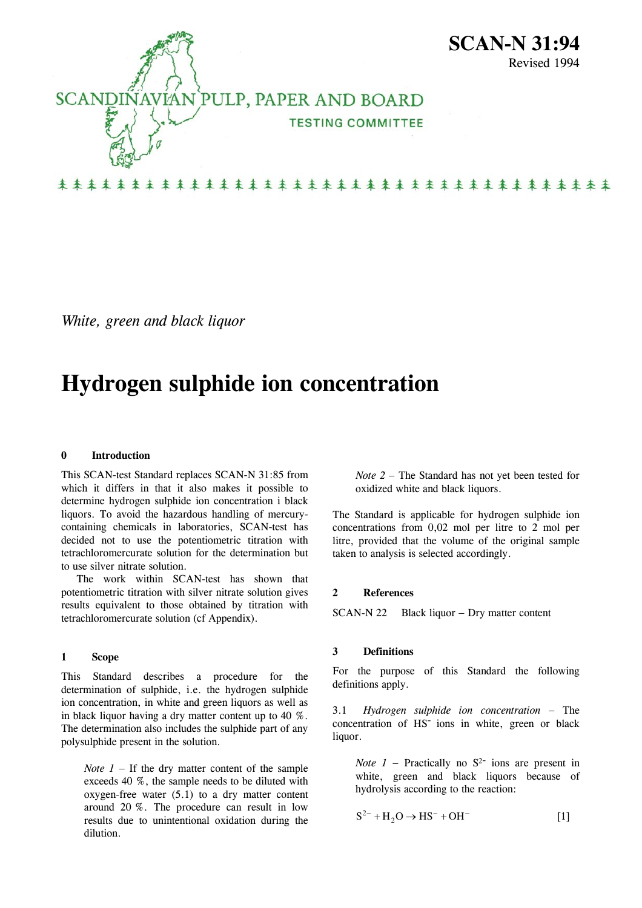# SCAN-N 31:94

Revised 1994

SCANDINAVIAN PULP, PAPER AND BOARD

TESTING COMMITTEE

*White, green and black liquor*

# Hydrogen sulphide ion concentration

## 0 Introduction

This SCAN-test Standard replaces SCAN-N 31:85 from which it differs in that it also makes it possible to determine hydrogen sulphide ion concentration i black liquors. To avoid the hazardous handling of mercury-containing chemicals in laboratories, SCAN-test has decided not to use the potentiometric titration with tetrachloromercurate solution for the determination but to use silver nitrate solution.

The work within SCAN-test has shown that potentiometric titration with silver nitrate solution gives results equivalent to those obtained by titration with tetrachloromercurate solution (cf Appendix).

## 1 Scope

This Standard describes a procedure for the determination of sulphide, i.e. the hydrogen sulphide ion concentration, in white and green liquors as well as in black liquor having a dry matter content up to 40 %. The determination also includes the sulphide part of any polysulphide present in the solution.

> *Note 1* – If the dry matter content of the sample exceeds 40 %, the sample needs to be diluted with oxygen-free water (5.1) to a dry matter content around 20 %. The procedure can result in low results due to unintentional oxidation during the dilution.

> *Note 2* – The Standard has not yet been tested for oxidized white and black liquors.

The Standard is applicable for hydrogen sulphide ion concentrations from 0,02 mol per litre to 2 mol per litre, provided that the volume of the original sample taken to analysis is selected accordingly.

## 2 References

SCAN-N 22 Black liquor – Dry matter content

## 3 Definitions

For the purpose of this Standard the following definitions apply.

3.1 *Hydrogen sulphide ion concentration* – The concentration of $HS^-$ ions in white, green or black liquor.

> *Note 1* – Practically no $S^{2-}$ ions are present in white, green and black liquors because of hydrolysis according to the reaction:

$$S^{2-} + H_2O \rightarrow HS^- + OH^- \qquad [1]$$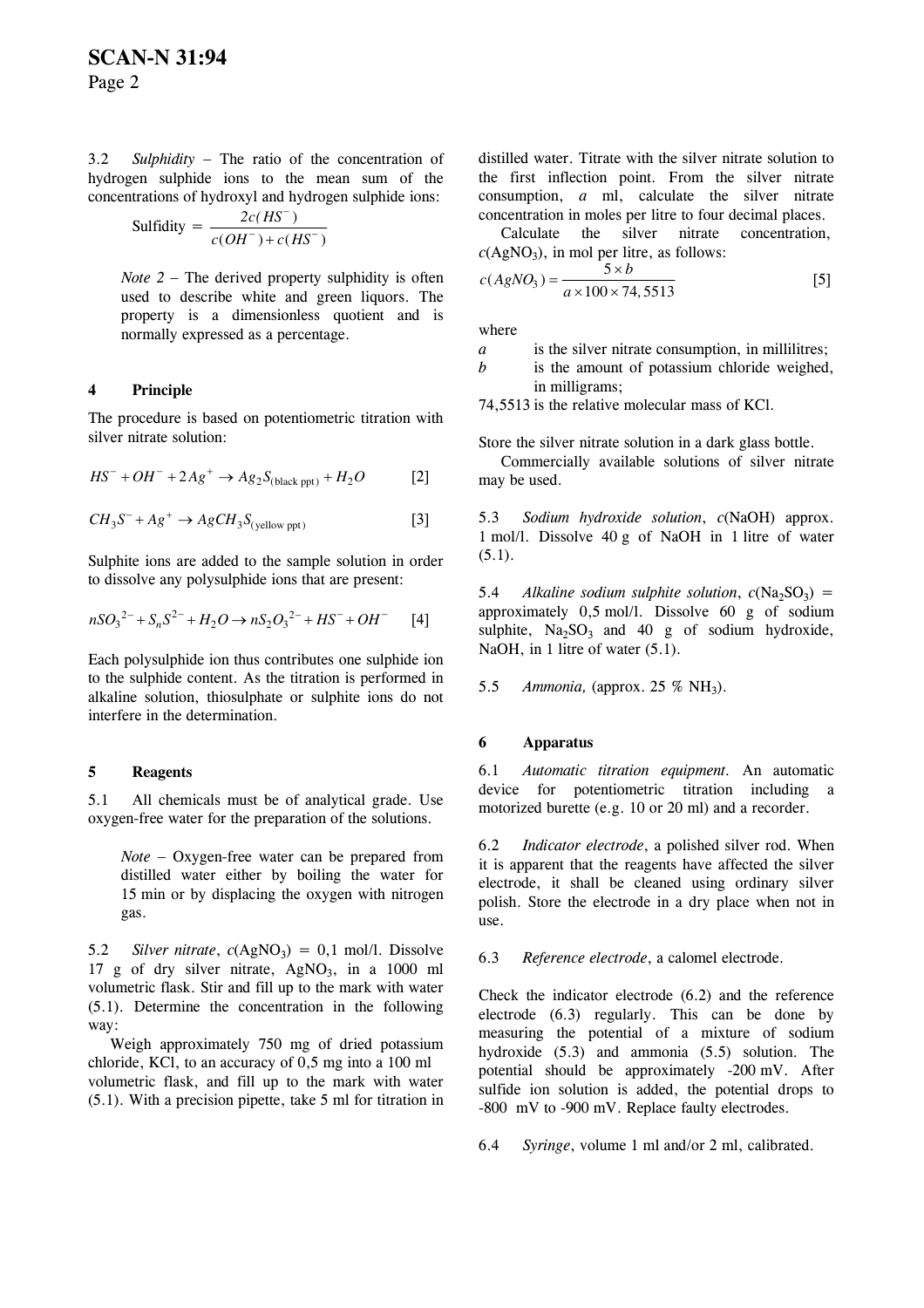3.2 *Sulphidity* – The ratio of the concentration of hydrogen sulphide ions to the mean sum of the concentrations of hydroxyl and hydrogen sulphide ions:

$$\text{Sulfidity} = \frac{2c(HS^-)}{c(OH^-) + c(HS^-)}$$

> *Note 2* – The derived property sulphidity is often used to describe white and green liquors. The property is a dimensionless quotient and is normally expressed as a percentage.

## 4 Principle

The procedure is based on potentiometric titration with silver nitrate solution:

$$HS^- + OH^- + 2Ag^+ \rightarrow Ag_2S_{(\text{black ppt})} + H_2O \qquad [2]$$

$$CH_3S^- + Ag^+ \rightarrow AgCH_3S_{(\text{yellow ppt})} \qquad [3]$$

Sulphite ions are added to the sample solution in order to dissolve any polysulphide ions that are present:

$$nSO_3{}^{2-} + S_nS^{2-} + H_2O \rightarrow nS_2O_3{}^{2-} + HS^- + OH^- \qquad [4]$$

Each polysulphide ion thus contributes one sulphide ion to the sulphide content. As the titration is performed in alkaline solution, thiosulphate or sulphite ions do not interfere in the determination.

## 5 Reagents

5.1 All chemicals must be of analytical grade. Use oxygen-free water for the preparation of the solutions.

> *Note* – Oxygen-free water can be prepared from distilled water either by boiling the water for 15 min or by displacing the oxygen with nitrogen gas.

5.2 *Silver nitrate*, $c(AgNO_3)$ = 0,1 mol/l. Dissolve 17 g of dry silver nitrate, $AgNO_3$, in a 1000 ml volumetric flask. Stir and fill up to the mark with water (5.1). Determine the concentration in the following way:

Weigh approximately 750 mg of dried potassium chloride, KCl, to an accuracy of 0,5 mg into a 100 ml volumetric flask, and fill up to the mark with water (5.1). With a precision pipette, take 5 ml for titration in distilled water. Titrate with the silver nitrate solution to the first inflection point. From the silver nitrate consumption, *a* ml, calculate the silver nitrate concentration in moles per litre to four decimal places.

Calculate the silver nitrate concentration, $c(AgNO_3)$, in mol per litre, as follows:

$$c(AgNO_3) = \frac{5 \times b}{a \times 100 \times 74,5513} \qquad [5]$$

where

*a* is the silver nitrate consumption, in millilitres;
*b* is the amount of potassium chloride weighed, in milligrams;
74,5513 is the relative molecular mass of KCl.

Store the silver nitrate solution in a dark glass bottle.

Commercially available solutions of silver nitrate may be used.

5.3 *Sodium hydroxide solution*, $c(NaOH)$ approx. 1 mol/l. Dissolve 40 g of NaOH in 1 litre of water (5.1).

5.4 *Alkaline sodium sulphite solution*, $c(Na_2SO_3)$ = approximately 0,5 mol/l. Dissolve 60 g of sodium sulphite, $Na_2SO_3$ and 40 g of sodium hydroxide, NaOH, in 1 litre of water (5.1).

5.5 *Ammonia,* (approx. 25 % $NH_3$).

## 6 Apparatus

6.1 *Automatic titration equipment*. An automatic device for potentiometric titration including a motorized burette (e.g. 10 or 20 ml) and a recorder.

6.2 *Indicator electrode*, a polished silver rod. When it is apparent that the reagents have affected the silver electrode, it shall be cleaned using ordinary silver polish. Store the electrode in a dry place when not in use.

6.3 *Reference electrode*, a calomel electrode.

Check the indicator electrode (6.2) and the reference electrode (6.3) regularly. This can be done by measuring the potential of a mixture of sodium hydroxide (5.3) and ammonia (5.5) solution. The potential should be approximately -200 mV. After sulfide ion solution is added, the potential drops to -800 mV to -900 mV. Replace faulty electrodes.

6.4 *Syringe*, volume 1 ml and/or 2 ml, calibrated.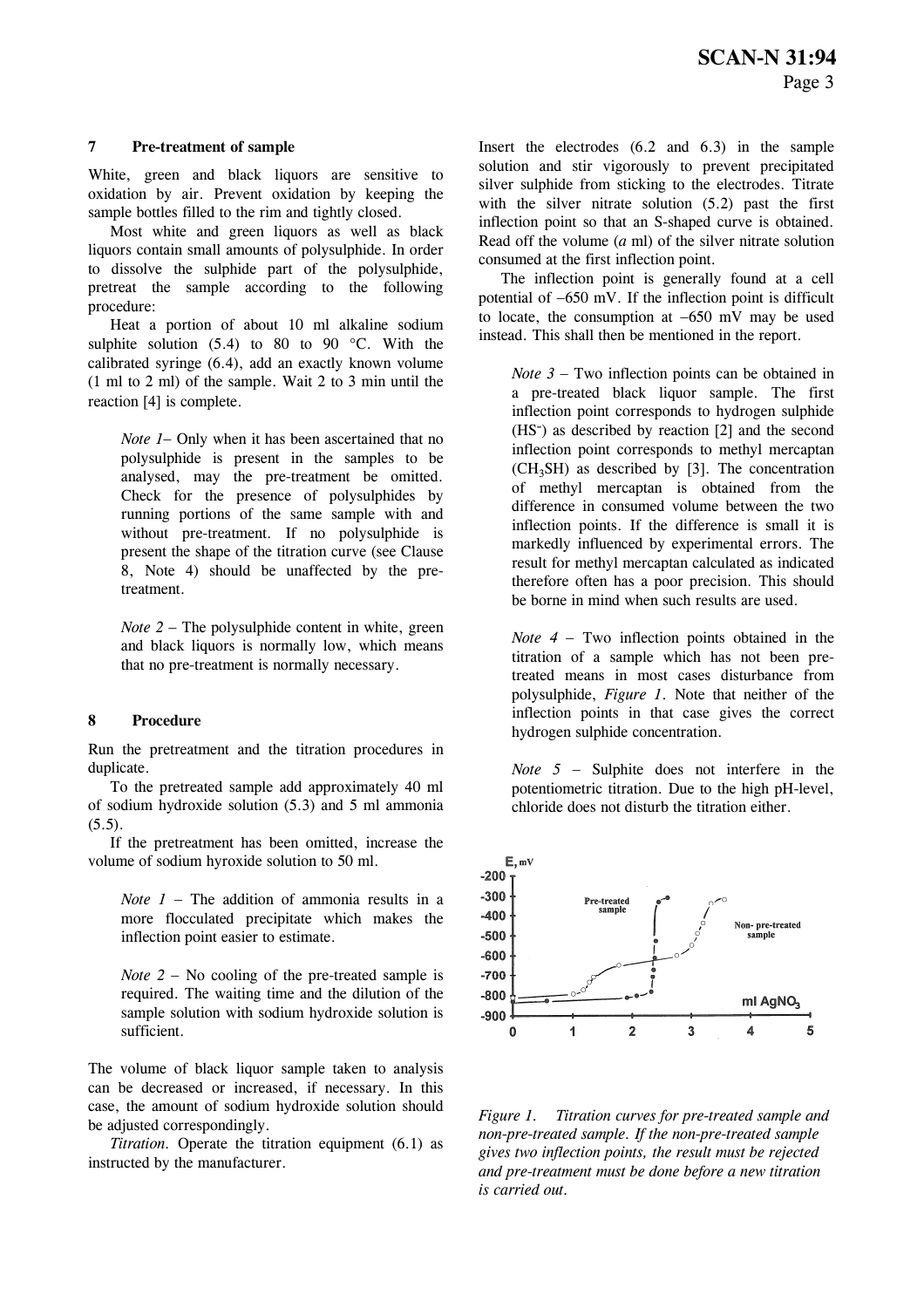## 7 Pre-treatment of sample

White, green and black liquors are sensitive to oxidation by air. Prevent oxidation by keeping the sample bottles filled to the rim and tightly closed.

Most white and green liquors as well as black liquors contain small amounts of polysulphide. In order to dissolve the sulphide part of the polysulphide, pretreat the sample according to the following procedure:

Heat a portion of about 10 ml alkaline sodium sulphite solution (5.4) to 80 to 90 °C. With the calibrated syringe (6.4), add an exactly known volume (1 ml to 2 ml) of the sample. Wait 2 to 3 min until the reaction [4] is complete.

> *Note 1*– Only when it has been ascertained that no polysulphide is present in the samples to be analysed, may the pre-treatment be omitted. Check for the presence of polysulphides by running portions of the same sample with and without pre-treatment. If no polysulphide is present the shape of the titration curve (see Clause 8, Note 4) should be unaffected by the pre-treatment.

> *Note 2* – The polysulphide content in white, green and black liquors is normally low, which means that no pre-treatment is normally necessary.

## 8 Procedure

Run the pretreatment and the titration procedures in duplicate.

To the pretreated sample add approximately 40 ml of sodium hydroxide solution (5.3) and 5 ml ammonia (5.5).

If the pretreatment has been omitted, increase the volume of sodium hyroxide solution to 50 ml.

> *Note 1* – The addition of ammonia results in a more flocculated precipitate which makes the inflection point easier to estimate.

> *Note 2* – No cooling of the pre-treated sample is required. The waiting time and the dilution of the sample solution with sodium hydroxide solution is sufficient.

The volume of black liquor sample taken to analysis can be decreased or increased, if necessary. In this case, the amount of sodium hydroxide solution should be adjusted correspondingly.

*Titration.* Operate the titration equipment (6.1) as instructed by the manufacturer.

Insert the electrodes (6.2 and 6.3) in the sample solution and stir vigorously to prevent precipitated silver sulphide from sticking to the electrodes. Titrate with the silver nitrate solution (5.2) past the first inflection point so that an S-shaped curve is obtained. Read off the volume (*a* ml) of the silver nitrate solution consumed at the first inflection point.

The inflection point is generally found at a cell potential of –650 mV. If the inflection point is difficult to locate, the consumption at –650 mV may be used instead. This shall then be mentioned in the report.

> *Note 3* – Two inflection points can be obtained in a pre-treated black liquor sample. The first inflection point corresponds to hydrogen sulphide ($HS^-$) as described by reaction [2] and the second inflection point corresponds to methyl mercaptan ($CH_3SH$) as described by [3]. The concentration of methyl mercaptan is obtained from the difference in consumed volume between the two inflection points. If the difference is small it is markedly influenced by experimental errors. The result for methyl mercaptan calculated as indicated therefore often has a poor precision. This should be borne in mind when such results are used.

> *Note 4* – Two inflection points obtained in the titration of a sample which has not been pre-treated means in most cases disturbance from polysulphide, *Figure 1*. Note that neither of the inflection points in that case gives the correct hydrogen sulphide concentration.

> *Note 5* – Sulphite does not interfere in the potentiometric titration. Due to the high pH-level, chloride does not disturb the titration either.

*Figure 1. Titration curves for pre-treated sample and non-pre-treated sample. If the non-pre-treated sample gives two inflection points, the result must be rejected and pre-treatment must be done before a new titration is carried out.*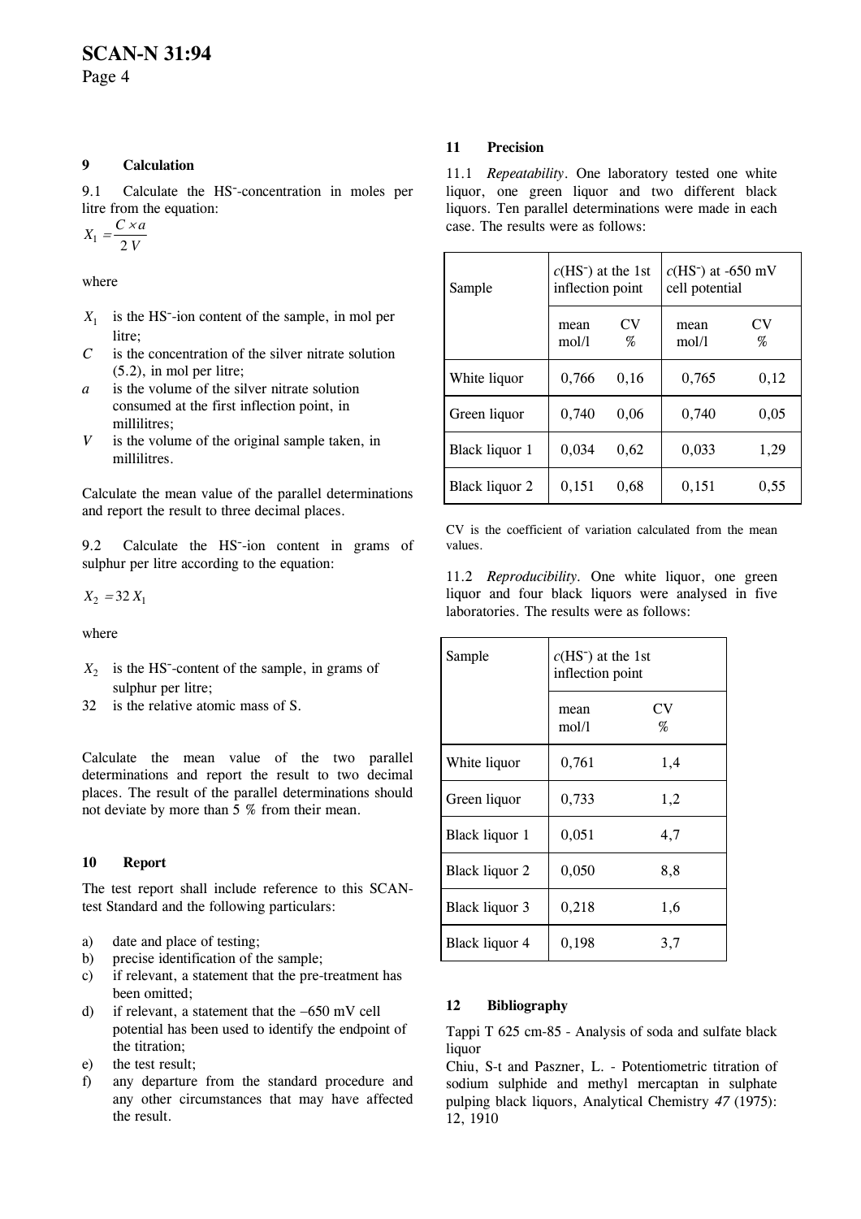## 9 Calculation

9.1 Calculate the $HS^-$-concentration in moles per litre from the equation:

$$X_1 = \frac{C \times a}{2\,V}$$

where

- $X_1$ is the $HS^-$-ion content of the sample, in mol per litre;
- $C$ is the concentration of the silver nitrate solution (5.2), in mol per litre;
- $a$ is the volume of the silver nitrate solution consumed at the first inflection point, in millilitres;
- $V$ is the volume of the original sample taken, in millilitres.

Calculate the mean value of the parallel determinations and report the result to three decimal places.

9.2 Calculate the $HS^-$-ion content in grams of sulphur per litre according to the equation:

$$X_2 = 32\,X_1$$

where

- $X_2$ is the $HS^-$-content of the sample, in grams of sulphur per litre;
- 32 is the relative atomic mass of S.

Calculate the mean value of the two parallel determinations and report the result to two decimal places. The result of the parallel determinations should not deviate by more than 5 % from their mean.

## 10 Report

The test report shall include reference to this SCAN-test Standard and the following particulars:

a) date and place of testing;
b) precise identification of the sample;
c) if relevant, a statement that the pre-treatment has been omitted;
d) if relevant, a statement that the –650 mV cell potential has been used to identify the endpoint of the titration;
e) the test result;
f) any departure from the standard procedure and any other circumstances that may have affected the result.

## 11 Precision

11.1 *Repeatability*. One laboratory tested one white liquor, one green liquor and two different black liquors. Ten parallel determinations were made in each case. The results were as follows:

| Sample | $c(HS^-)$ at the 1st inflection point | | $c(HS^-)$ at -650 mV cell potential | |
|---|---|---|---|---|
| | mean mol/l | CV % | mean mol/l | CV % |
| White liquor | 0,766 | 0,16 | 0,765 | 0,12 |
| Green liquor | 0,740 | 0,06 | 0,740 | 0,05 |
| Black liquor 1 | 0,034 | 0,62 | 0,033 | 1,29 |
| Black liquor 2 | 0,151 | 0,68 | 0,151 | 0,55 |

CV is the coefficient of variation calculated from the mean values.

11.2 *Reproducibility*. One white liquor, one green liquor and four black liquors were analysed in five laboratories. The results were as follows:

| Sample | $c(HS^-)$ at the 1st inflection point | |
|---|---|---|
| | mean mol/l | CV % |
| White liquor | 0,761 | 1,4 |
| Green liquor | 0,733 | 1,2 |
| Black liquor 1 | 0,051 | 4,7 |
| Black liquor 2 | 0,050 | 8,8 |
| Black liquor 3 | 0,218 | 1,6 |
| Black liquor 4 | 0,198 | 3,7 |

## 12 Bibliography

Tappi T 625 cm-85 - Analysis of soda and sulfate black liquor

Chiu, S-t and Paszner, L. - Potentiometric titration of sodium sulphide and methyl mercaptan in sulphate pulping black liquors, Analytical Chemistry *47* (1975): 12, 1910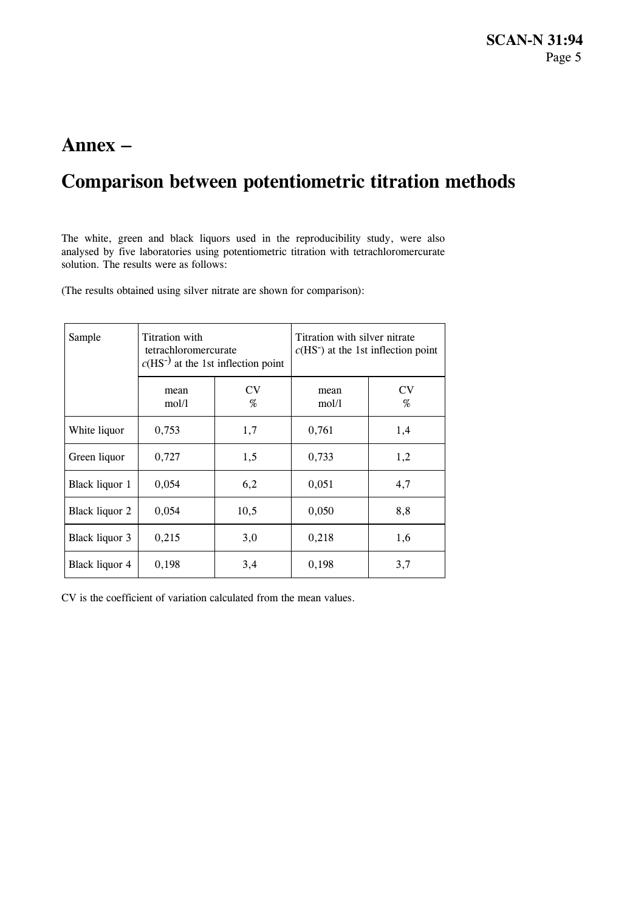# Annex –

# Comparison between potentiometric titration methods

The white, green and black liquors used in the reproducibility study, were also analysed by five laboratories using potentiometric titration with tetrachloromercurate solution. The results were as follows:

(The results obtained using silver nitrate are shown for comparison):

| Sample | Titration with tetrachloromercurate $c(HS^-)$ at the 1st inflection point | | Titration with silver nitrate $c(HS^-)$ at the 1st inflection point | |
|---|---|---|---|---|
| | mean mol/l | CV % | mean mol/l | CV % |
| White liquor | 0,753 | 1,7 | 0,761 | 1,4 |
| Green liquor | 0,727 | 1,5 | 0,733 | 1,2 |
| Black liquor 1 | 0,054 | 6,2 | 0,051 | 4,7 |
| Black liquor 2 | 0,054 | 10,5 | 0,050 | 8,8 |
| Black liquor 3 | 0,215 | 3,0 | 0,218 | 1,6 |
| Black liquor 4 | 0,198 | 3,4 | 0,198 | 3,7 |

CV is the coefficient of variation calculated from the mean values.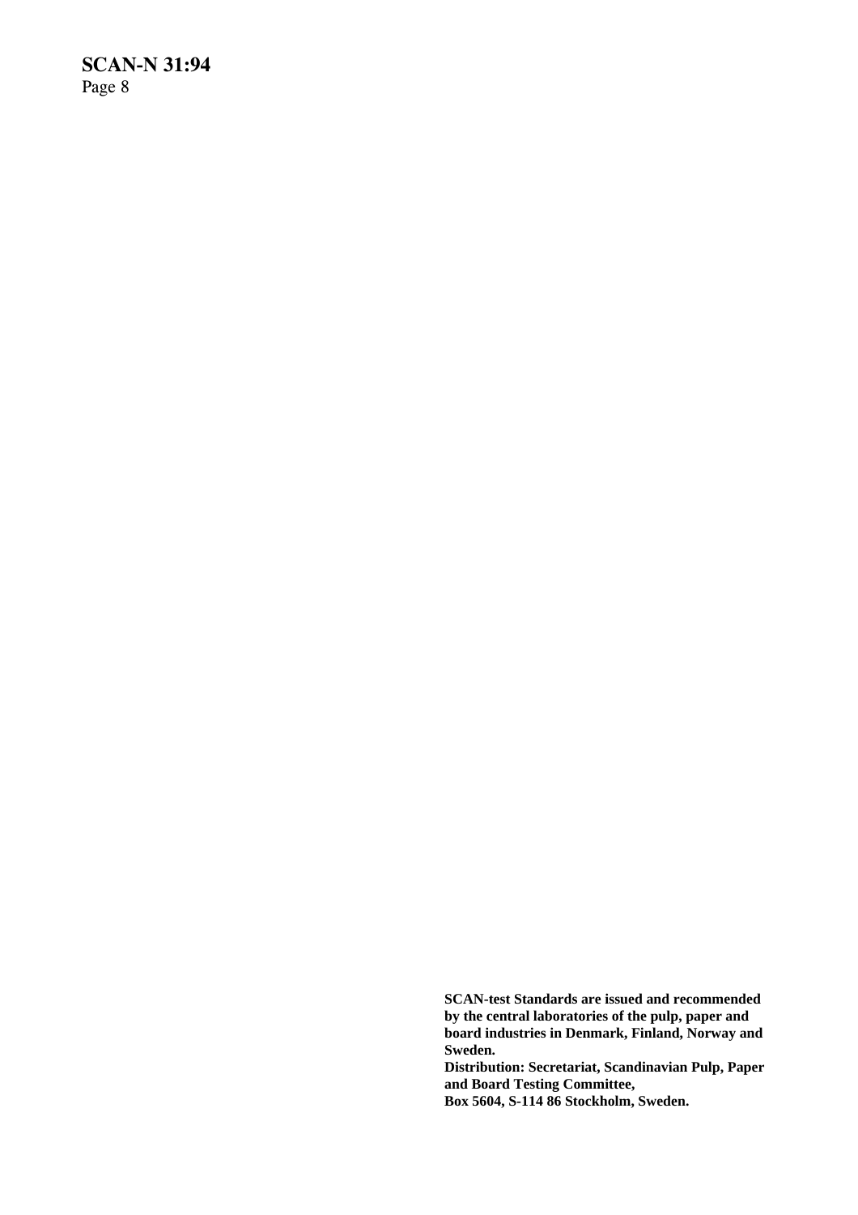**SCAN-test Standards are issued and recommended by the central laboratories of the pulp, paper and board industries in Denmark, Finland, Norway and Sweden.**
**Distribution: Secretariat, Scandinavian Pulp, Paper and Board Testing Committee,**
**Box 5604, S-114 86 Stockholm, Sweden.**